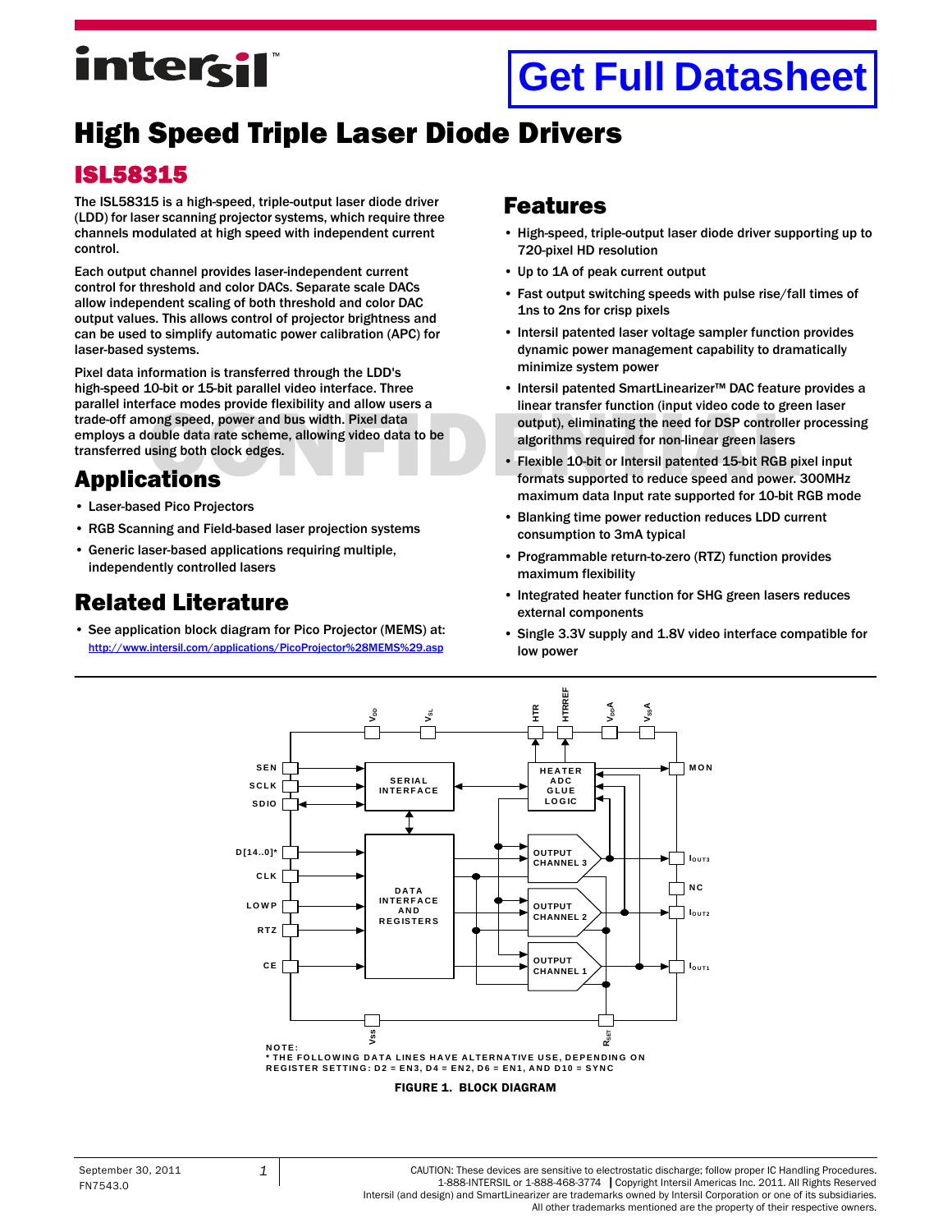# High Speed Triple Laser Diode Drivers

## ISL58315

The ISL58315 is a high-speed, triple-output laser diode driver (LDD) for laser scanning projector systems, which require three channels modulated at high speed with independent current control.

Each output channel provides laser-independent current control for threshold and color DACs. Separate scale DACs allow independent scaling of both threshold and color DAC output values. This allows control of projector brightness and can be used to simplify automatic power calibration (APC) for laser-based systems.

Pixel data information is transferred through the LDD's high-speed 10-bit or 15-bit parallel video interface. Three parallel interface modes provide flexibility and allow users a trade-off among speed, power and bus width. Pixel data employs a double data rate scheme, allowing video data to be transferred using both clock edges.

## Applications

- Laser-based Pico Projectors
- RGB Scanning and Field-based laser projection systems
- Generic laser-based applications requiring multiple, independently controlled lasers

## Related Literature

- See application block diagram for Pico Projector (MEMS) at: http://www.intersil.com/applications/PicoProjector%28MEMS%29.asp

## Features

- High-speed, triple-output laser diode driver supporting up to 720-pixel HD resolution
- Up to 1A of peak current output
- Fast output switching speeds with pulse rise/fall times of 1ns to 2ns for crisp pixels
- Intersil patented laser voltage sampler function provides dynamic power management capability to dramatically minimize system power
- Intersil patented SmartLinearizer™ DAC feature provides a linear transfer function (input video code to green laser output), eliminating the need for DSP controller processing algorithms required for non-linear green lasers
- Flexible 10-bit or Intersil patented 15-bit RGB pixel input formats supported to reduce speed and power. 300MHz maximum data Input rate supported for 10-bit RGB mode
- Blanking time power reduction reduces LDD current consumption to 3mA typical
- Programmable return-to-zero (RTZ) function provides maximum flexibility
- Integrated heater function for SHG green lasers reduces external components
- Single 3.3V supply and 1.8V video interface compatible for low power

NOTE:
* THE FOLLOWING DATA LINES HAVE ALTERNATIVE USE, DEPENDING ON REGISTER SETTING: D2 = EN3, D4 = EN2, D6 = EN1, AND D10 = SYNC

FIGURE 1. BLOCK DIAGRAM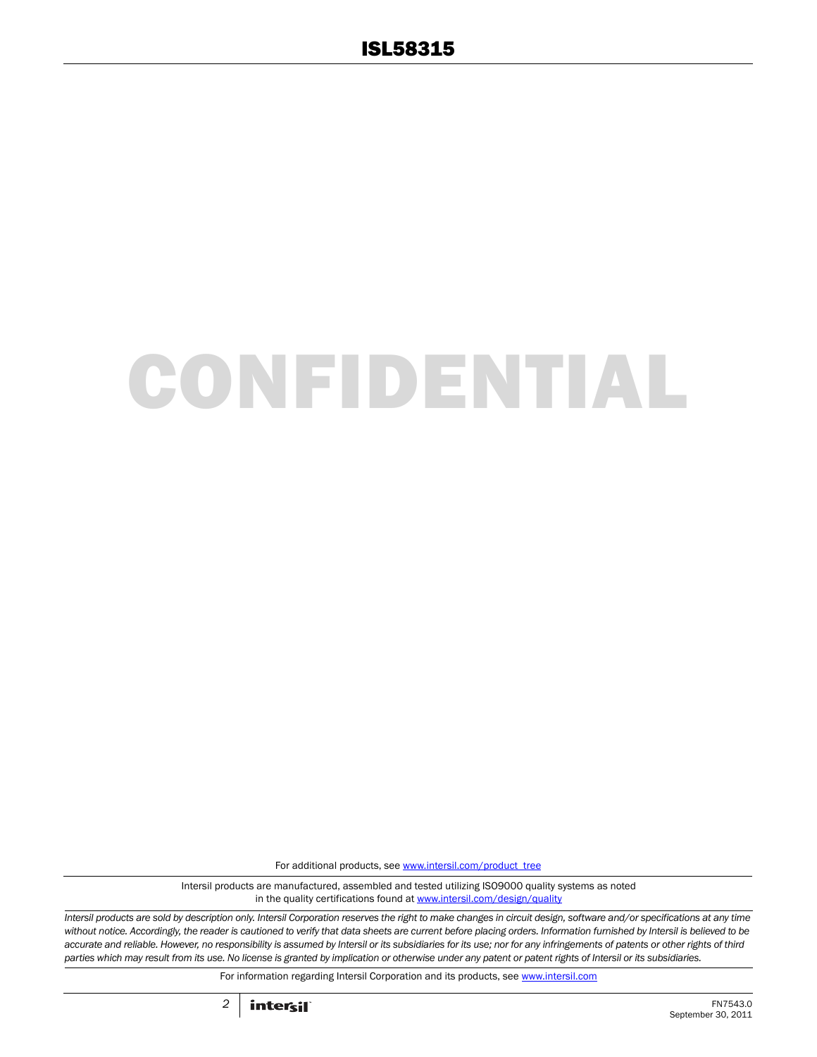CONFIDENTIAL

For additional products, see www.intersil.com/product_tree

Intersil products are manufactured, assembled and tested utilizing ISO9000 quality systems as noted in the quality certifications found at www.intersil.com/design/quality

*Intersil products are sold by description only. Intersil Corporation reserves the right to make changes in circuit design, software and/or specifications at any time without notice. Accordingly, the reader is cautioned to verify that data sheets are current before placing orders. Information furnished by Intersil is believed to be accurate and reliable. However, no responsibility is assumed by Intersil or its subsidiaries for its use; nor for any infringements of patents or other rights of third parties which may result from its use. No license is granted by implication or otherwise under any patent or patent rights of Intersil or its subsidiaries.*

For information regarding Intersil Corporation and its products, see www.intersil.com